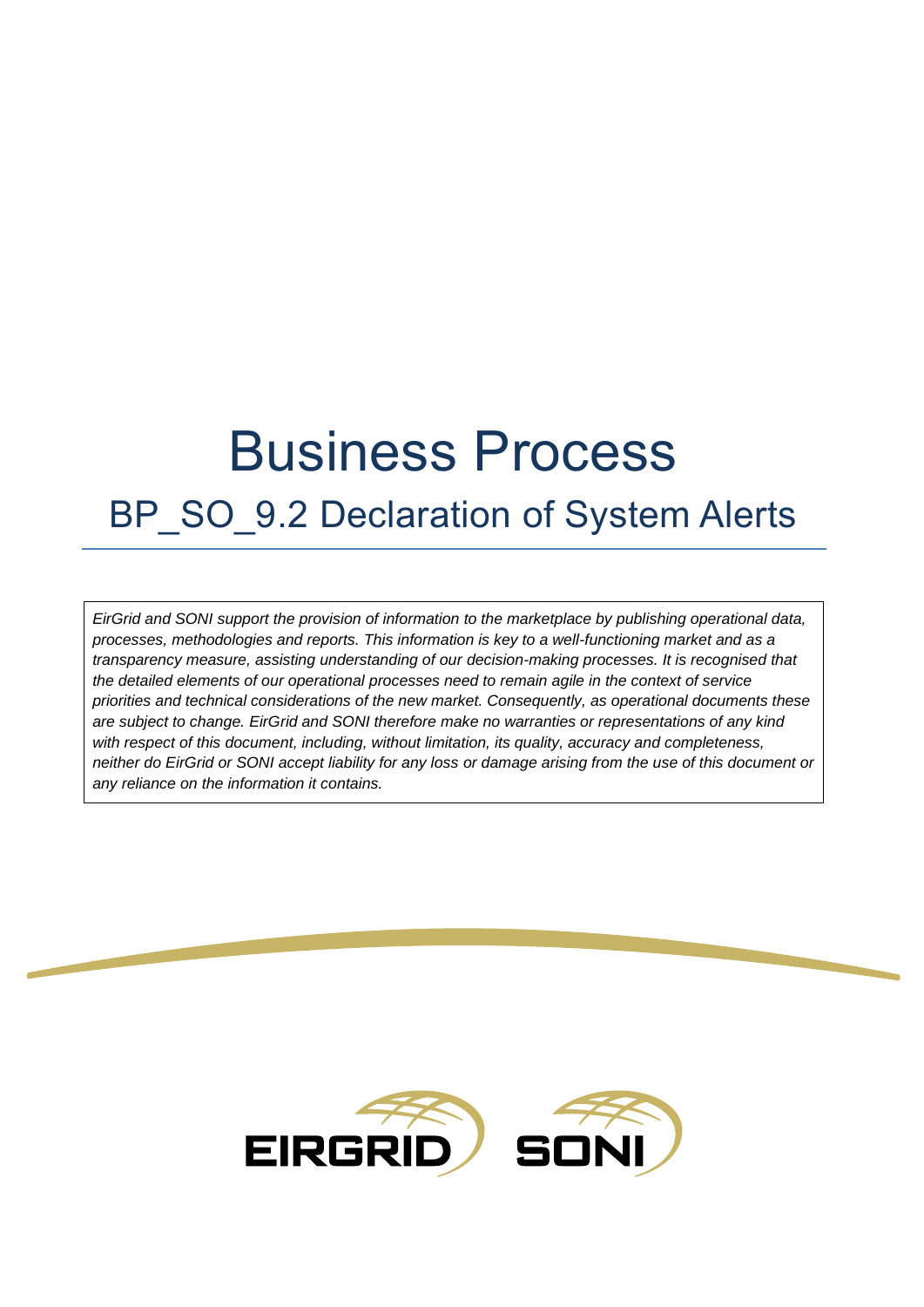# Business Process

## BP_SO_9.2 Declaration of System Alerts

*EirGrid and SONI support the provision of information to the marketplace by publishing operational data, processes, methodologies and reports. This information is key to a well-functioning market and as a transparency measure, assisting understanding of our decision-making processes. It is recognised that the detailed elements of our operational processes need to remain agile in the context of service priorities and technical considerations of the new market. Consequently, as operational documents these are subject to change. EirGrid and SONI therefore make no warranties or representations of any kind with respect of this document, including, without limitation, its quality, accuracy and completeness, neither do EirGrid or SONI accept liability for any loss or damage arising from the use of this document or any reliance on the information it contains.*

EIRGRID SONI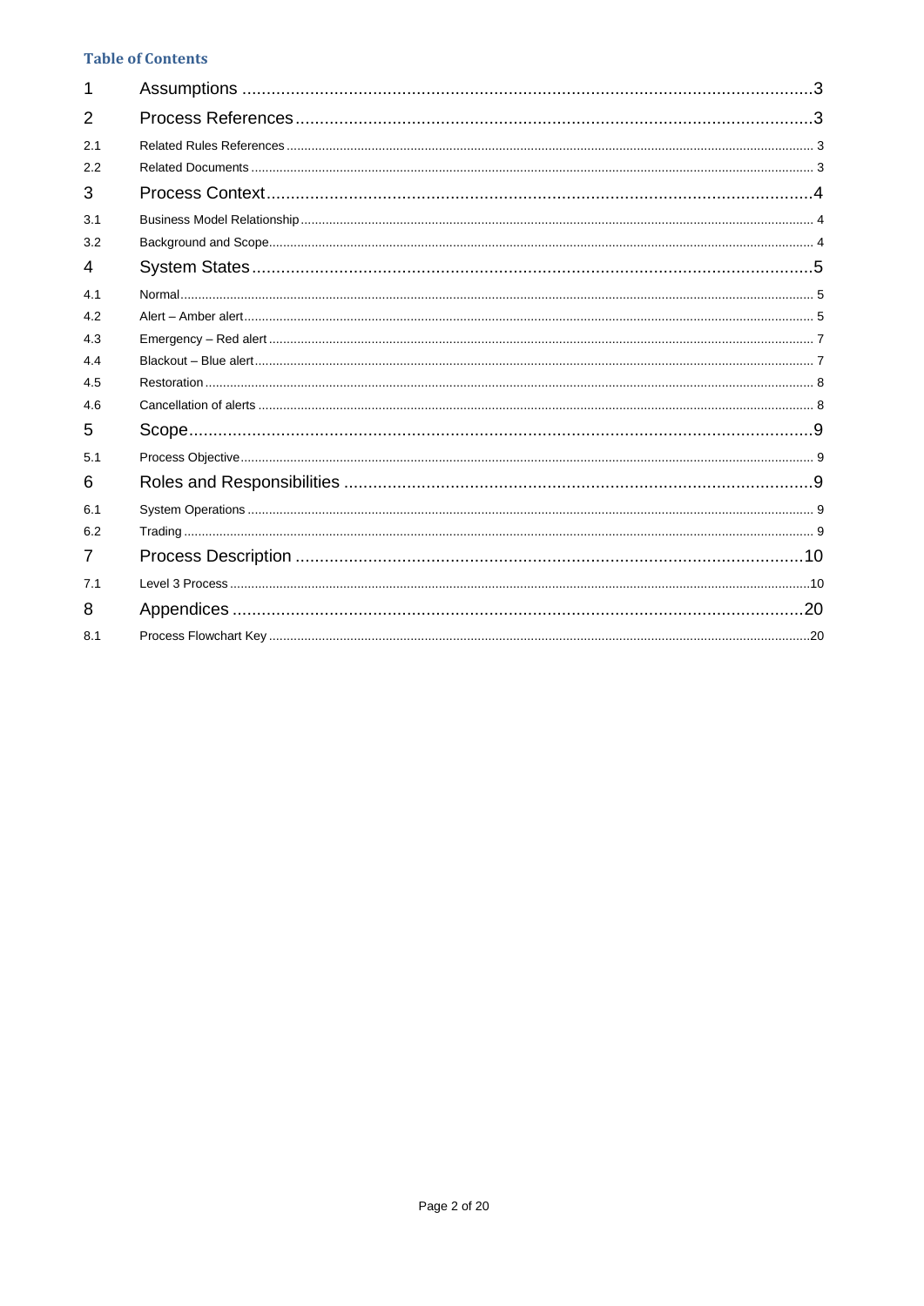**Table of Contents**

| | | |
|---|---|---|
| 1 | Assumptions | 3 |
| 2 | Process References | 3 |
| 2.1 | Related Rules References | 3 |
| 2.2 | Related Documents | 3 |
| 3 | Process Context | 4 |
| 3.1 | Business Model Relationship | 4 |
| 3.2 | Background and Scope | 4 |
| 4 | System States | 5 |
| 4.1 | Normal | 5 |
| 4.2 | Alert – Amber alert | 5 |
| 4.3 | Emergency – Red alert | 7 |
| 4.4 | Blackout – Blue alert | 7 |
| 4.5 | Restoration | 8 |
| 4.6 | Cancellation of alerts | 8 |
| 5 | Scope | 9 |
| 5.1 | Process Objective | 9 |
| 6 | Roles and Responsibilities | 9 |
| 6.1 | System Operations | 9 |
| 6.2 | Trading | 9 |
| 7 | Process Description | 10 |
| 7.1 | Level 3 Process | 10 |
| 8 | Appendices | 20 |
| 8.1 | Process Flowchart Key | 20 |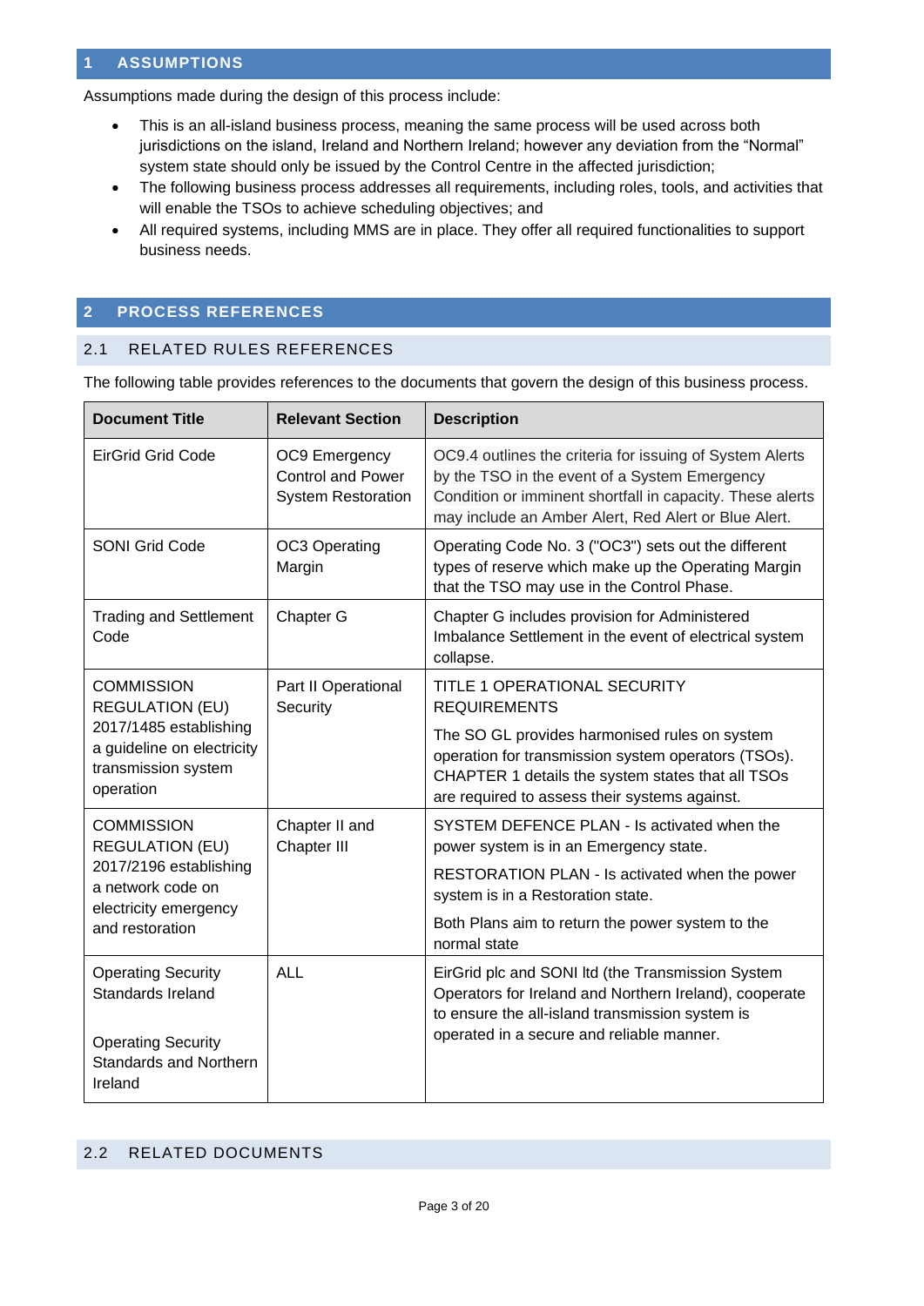# 1 ASSUMPTIONS

Assumptions made during the design of this process include:

- This is an all-island business process, meaning the same process will be used across both jurisdictions on the island, Ireland and Northern Ireland; however any deviation from the "Normal" system state should only be issued by the Control Centre in the affected jurisdiction;
- The following business process addresses all requirements, including roles, tools, and activities that will enable the TSOs to achieve scheduling objectives; and
- All required systems, including MMS are in place. They offer all required functionalities to support business needs.

# 2 PROCESS REFERENCES

## 2.1 RELATED RULES REFERENCES

The following table provides references to the documents that govern the design of this business process.

| Document Title | Relevant Section | Description |
|---|---|---|
| EirGrid Grid Code | OC9 Emergency Control and Power System Restoration | OC9.4 outlines the criteria for issuing of System Alerts by the TSO in the event of a System Emergency Condition or imminent shortfall in capacity. These alerts may include an Amber Alert, Red Alert or Blue Alert. |
| SONI Grid Code | OC3 Operating Margin | Operating Code No. 3 ("OC3") sets out the different types of reserve which make up the Operating Margin that the TSO may use in the Control Phase. |
| Trading and Settlement Code | Chapter G | Chapter G includes provision for Administered Imbalance Settlement in the event of electrical system collapse. |
| COMMISSION REGULATION (EU) 2017/1485 establishing a guideline on electricity transmission system operation | Part II Operational Security | TITLE 1 OPERATIONAL SECURITY REQUIREMENTS<br><br>The SO GL provides harmonised rules on system operation for transmission system operators (TSOs). CHAPTER 1 details the system states that all TSOs are required to assess their systems against. |
| COMMISSION REGULATION (EU) 2017/2196 establishing a network code on electricity emergency and restoration | Chapter II and Chapter III | SYSTEM DEFENCE PLAN - Is activated when the power system is in an Emergency state.<br><br>RESTORATION PLAN - Is activated when the power system is in a Restoration state.<br><br>Both Plans aim to return the power system to the normal state |
| Operating Security Standards Ireland<br><br>Operating Security Standards and Northern Ireland | ALL | EirGrid plc and SONI ltd (the Transmission System Operators for Ireland and Northern Ireland), cooperate to ensure the all-island transmission system is operated in a secure and reliable manner. |

## 2.2 RELATED DOCUMENTS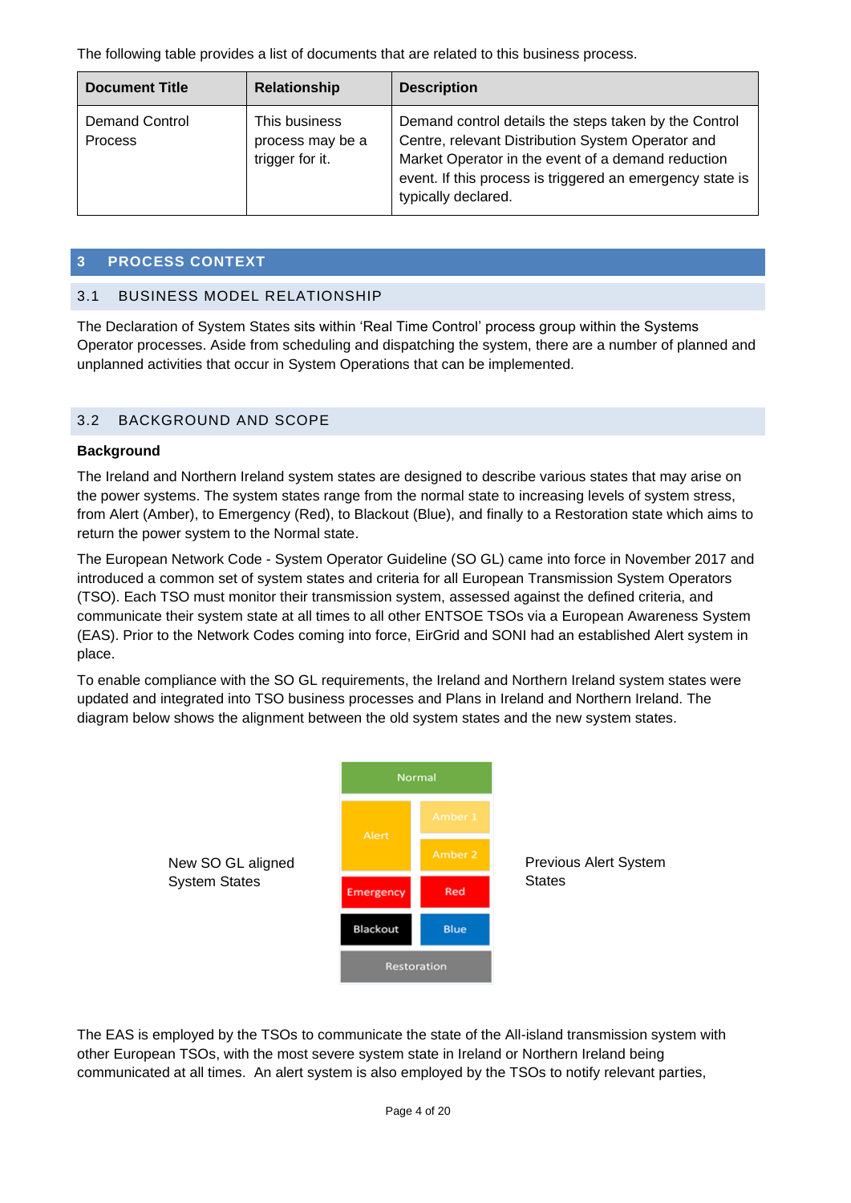The following table provides a list of documents that are related to this business process.

| Document Title | Relationship | Description |
|---|---|---|
| Demand Control Process | This business process may be a trigger for it. | Demand control details the steps taken by the Control Centre, relevant Distribution System Operator and Market Operator in the event of a demand reduction event. If this process is triggered an emergency state is typically declared. |

# 3 PROCESS CONTEXT

## 3.1 BUSINESS MODEL RELATIONSHIP

The Declaration of System States sits within 'Real Time Control' process group within the Systems Operator processes. Aside from scheduling and dispatching the system, there are a number of planned and unplanned activities that occur in System Operations that can be implemented.

## 3.2 BACKGROUND AND SCOPE

**Background**

The Ireland and Northern Ireland system states are designed to describe various states that may arise on the power systems. The system states range from the normal state to increasing levels of system stress, from Alert (Amber), to Emergency (Red), to Blackout (Blue), and finally to a Restoration state which aims to return the power system to the Normal state.

The European Network Code - System Operator Guideline (SO GL) came into force in November 2017 and introduced a common set of system states and criteria for all European Transmission System Operators (TSO). Each TSO must monitor their transmission system, assessed against the defined criteria, and communicate their system state at all times to all other ENTSOE TSOs via a European Awareness System (EAS). Prior to the Network Codes coming into force, EirGrid and SONI had an established Alert system in place.

To enable compliance with the SO GL requirements, the Ireland and Northern Ireland system states were updated and integrated into TSO business processes and Plans in Ireland and Northern Ireland. The diagram below shows the alignment between the old system states and the new system states.

| New SO GL aligned System States | Previous Alert System States |
|---|---|
| Normal | Normal |
| Alert | Amber 1 |
| Alert | Amber 2 |
| Emergency | Red |
| Blackout | Blue |
| Restoration | Restoration |

The EAS is employed by the TSOs to communicate the state of the All-island transmission system with other European TSOs, with the most severe system state in Ireland or Northern Ireland being communicated at all times. An alert system is also employed by the TSOs to notify relevant parties,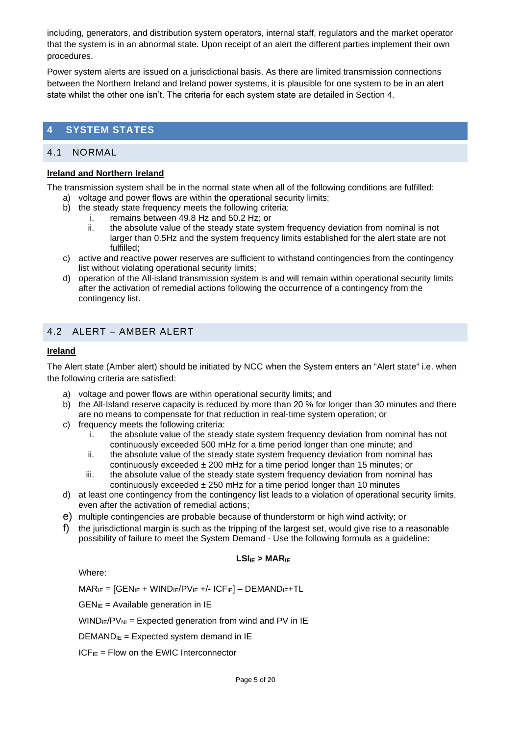including, generators, and distribution system operators, internal staff, regulators and the market operator that the system is in an abnormal state. Upon receipt of an alert the different parties implement their own procedures.

Power system alerts are issued on a jurisdictional basis. As there are limited transmission connections between the Northern Ireland and Ireland power systems, it is plausible for one system to be in an alert state whilst the other one isn't. The criteria for each system state are detailed in Section 4.

# 4 SYSTEM STATES

## 4.1 NORMAL

**Ireland and Northern Ireland**

The transmission system shall be in the normal state when all of the following conditions are fulfilled:

a) voltage and power flows are within the operational security limits;
b) the steady state frequency meets the following criteria:
    i. remains between 49.8 Hz and 50.2 Hz; or
    ii. the absolute value of the steady state system frequency deviation from nominal is not larger than 0.5Hz and the system frequency limits established for the alert state are not fulfilled;
c) active and reactive power reserves are sufficient to withstand contingencies from the contingency list without violating operational security limits;
d) operation of the All-island transmission system is and will remain within operational security limits after the activation of remedial actions following the occurrence of a contingency from the contingency list.

## 4.2 ALERT – AMBER ALERT

**Ireland**

The Alert state (Amber alert) should be initiated by NCC when the System enters an "Alert state" i.e. when the following criteria are satisfied:

a) voltage and power flows are within operational security limits; and
b) the All-Island reserve capacity is reduced by more than 20 % for longer than 30 minutes and there are no means to compensate for that reduction in real-time system operation; or
c) frequency meets the following criteria:
    i. the absolute value of the steady state system frequency deviation from nominal has not continuously exceeded 500 mHz for a time period longer than one minute; and
    ii. the absolute value of the steady state system frequency deviation from nominal has continuously exceeded ± 200 mHz for a time period longer than 15 minutes; or
    iii. the absolute value of the steady state system frequency deviation from nominal has continuously exceeded ± 250 mHz for a time period longer than 10 minutes
d) at least one contingency from the contingency list leads to a violation of operational security limits, even after the activation of remedial actions;
e) multiple contingencies are probable because of thunderstorm or high wind activity; or
f) the jurisdictional margin is such as the tripping of the largest set, would give rise to a reasonable possibility of failure to meet the System Demand - Use the following formula as a guideline:

$$\mathbf{LSI_{IE} > MAR_{IE}}$$

Where:

$MAR_{IE} = [GEN_{IE} + WIND_{IE}/PV_{IE} +/- ICF_{IE}] – DEMAND_{IE}+TL$

$GEN_{IE}$ = Available generation in IE

$WIND_{IE}/PV_{NI}$ = Expected generation from wind and PV in IE

$DEMAND_{IE}$ = Expected system demand in IE

$ICF_{IE}$ = Flow on the EWIC Interconnector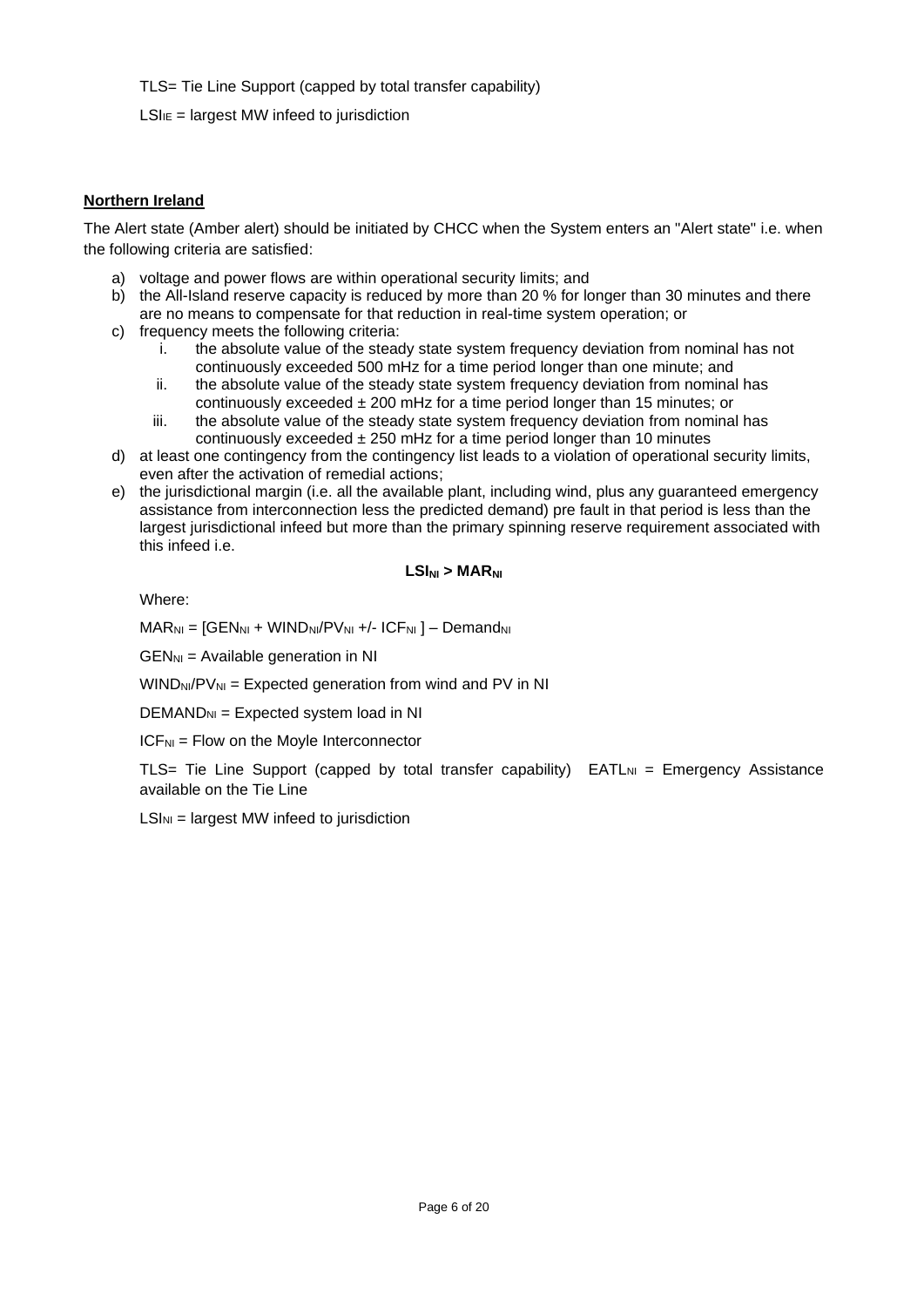TLS= Tie Line Support (capped by total transfer capability)

$LSI_{IE}$ = largest MW infeed to jurisdiction

**Northern Ireland**

The Alert state (Amber alert) should be initiated by CHCC when the System enters an "Alert state" i.e. when the following criteria are satisfied:

a) voltage and power flows are within operational security limits; and
b) the All-Island reserve capacity is reduced by more than 20 % for longer than 30 minutes and there are no means to compensate for that reduction in real-time system operation; or
c) frequency meets the following criteria:
    i. the absolute value of the steady state system frequency deviation from nominal has not continuously exceeded 500 mHz for a time period longer than one minute; and
    ii. the absolute value of the steady state system frequency deviation from nominal has continuously exceeded ± 200 mHz for a time period longer than 15 minutes; or
    iii. the absolute value of the steady state system frequency deviation from nominal has continuously exceeded ± 250 mHz for a time period longer than 10 minutes
d) at least one contingency from the contingency list leads to a violation of operational security limits, even after the activation of remedial actions;
e) the jurisdictional margin (i.e. all the available plant, including wind, plus any guaranteed emergency assistance from interconnection less the predicted demand) pre fault in that period is less than the largest jurisdictional infeed but more than the primary spinning reserve requirement associated with this infeed i.e.

$$\mathbf{LSI_{NI} > MAR_{NI}}$$

Where:

$MAR_{NI} = [GEN_{NI} + WIND_{NI}/PV_{NI} +/- ICF_{NI}] - Demand_{NI}$

$GEN_{NI}$ = Available generation in NI

$WIND_{NI}/PV_{NI}$ = Expected generation from wind and PV in NI

$DEMAND_{NI}$ = Expected system load in NI

$ICF_{NI}$ = Flow on the Moyle Interconnector

TLS= Tie Line Support (capped by total transfer capability) $EATL_{NI}$ = Emergency Assistance available on the Tie Line

$LSI_{NI}$ = largest MW infeed to jurisdiction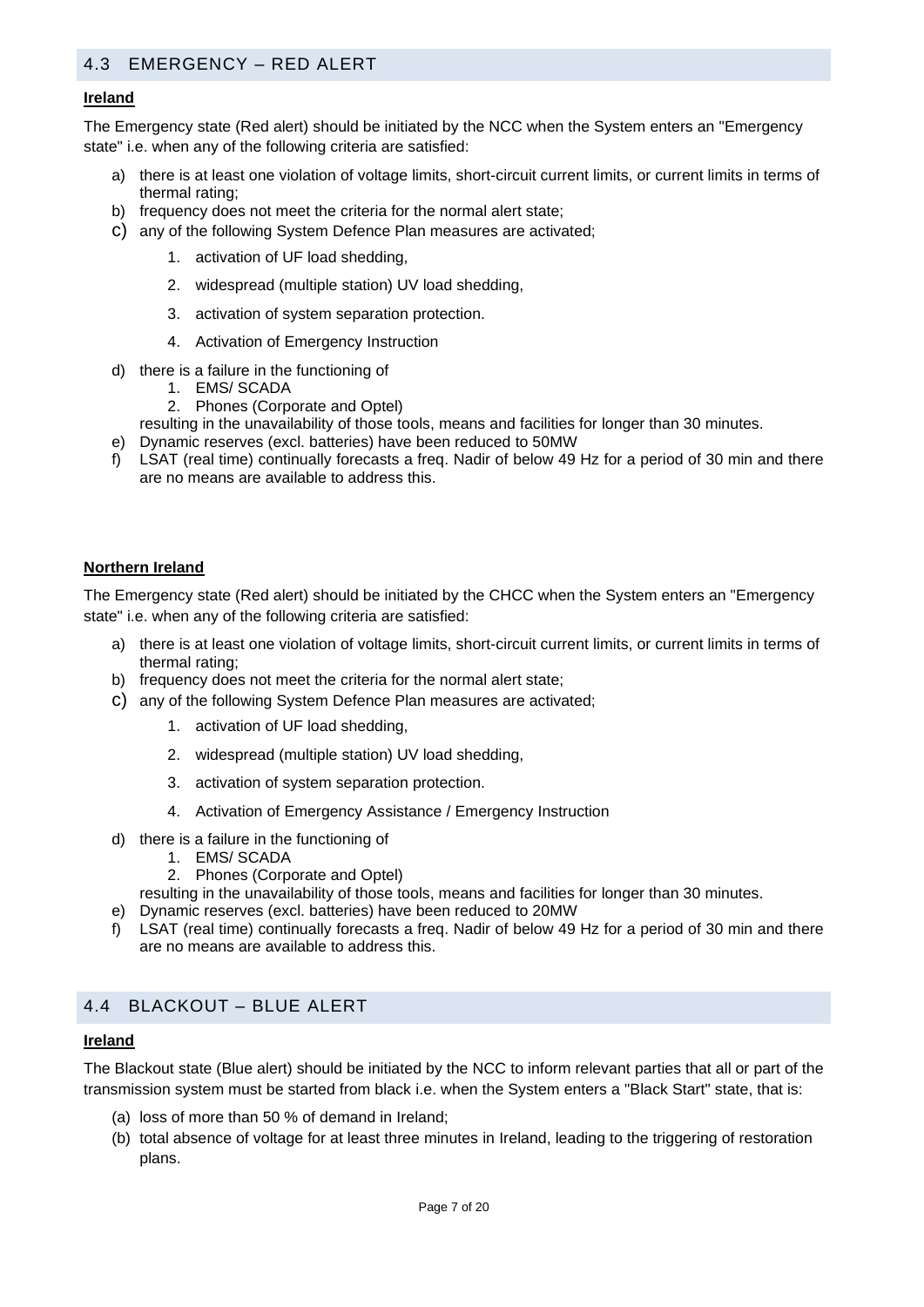## 4.3 EMERGENCY – RED ALERT

**Ireland**

The Emergency state (Red alert) should be initiated by the NCC when the System enters an "Emergency state" i.e. when any of the following criteria are satisfied:

a) there is at least one violation of voltage limits, short-circuit current limits, or current limits in terms of thermal rating;
b) frequency does not meet the criteria for the normal alert state;
c) any of the following System Defence Plan measures are activated;
   1. activation of UF load shedding,
   2. widespread (multiple station) UV load shedding,
   3. activation of system separation protection.
   4. Activation of Emergency Instruction
d) there is a failure in the functioning of
   1. EMS/ SCADA
   2. Phones (Corporate and Optel)

   resulting in the unavailability of those tools, means and facilities for longer than 30 minutes.
e) Dynamic reserves (excl. batteries) have been reduced to 50MW
f) LSAT (real time) continually forecasts a freq. Nadir of below 49 Hz for a period of 30 min and there are no means are available to address this.

**Northern Ireland**

The Emergency state (Red alert) should be initiated by the CHCC when the System enters an "Emergency state" i.e. when any of the following criteria are satisfied:

a) there is at least one violation of voltage limits, short-circuit current limits, or current limits in terms of thermal rating;
b) frequency does not meet the criteria for the normal alert state;
c) any of the following System Defence Plan measures are activated;
   1. activation of UF load shedding,
   2. widespread (multiple station) UV load shedding,
   3. activation of system separation protection.
   4. Activation of Emergency Assistance / Emergency Instruction
d) there is a failure in the functioning of
   1. EMS/ SCADA
   2. Phones (Corporate and Optel)

   resulting in the unavailability of those tools, means and facilities for longer than 30 minutes.
e) Dynamic reserves (excl. batteries) have been reduced to 20MW
f) LSAT (real time) continually forecasts a freq. Nadir of below 49 Hz for a period of 30 min and there are no means are available to address this.

## 4.4 BLACKOUT – BLUE ALERT

**Ireland**

The Blackout state (Blue alert) should be initiated by the NCC to inform relevant parties that all or part of the transmission system must be started from black i.e. when the System enters a "Black Start" state, that is:

(a) loss of more than 50 % of demand in Ireland;
(b) total absence of voltage for at least three minutes in Ireland, leading to the triggering of restoration plans.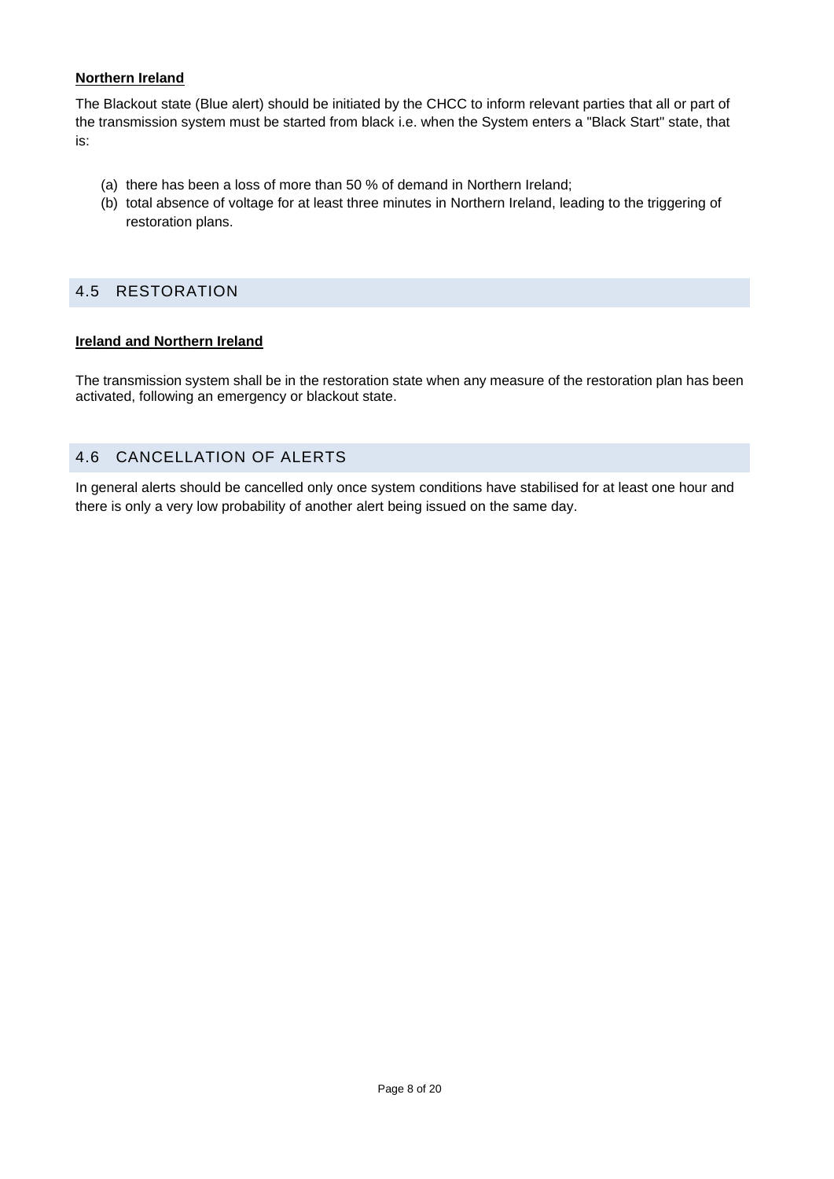**Northern Ireland**

The Blackout state (Blue alert) should be initiated by the CHCC to inform relevant parties that all or part of the transmission system must be started from black i.e. when the System enters a "Black Start" state, that is:

(a) there has been a loss of more than 50 % of demand in Northern Ireland;
(b) total absence of voltage for at least three minutes in Northern Ireland, leading to the triggering of restoration plans.

## 4.5 RESTORATION

**Ireland and Northern Ireland**

The transmission system shall be in the restoration state when any measure of the restoration plan has been activated, following an emergency or blackout state.

## 4.6 CANCELLATION OF ALERTS

In general alerts should be cancelled only once system conditions have stabilised for at least one hour and there is only a very low probability of another alert being issued on the same day.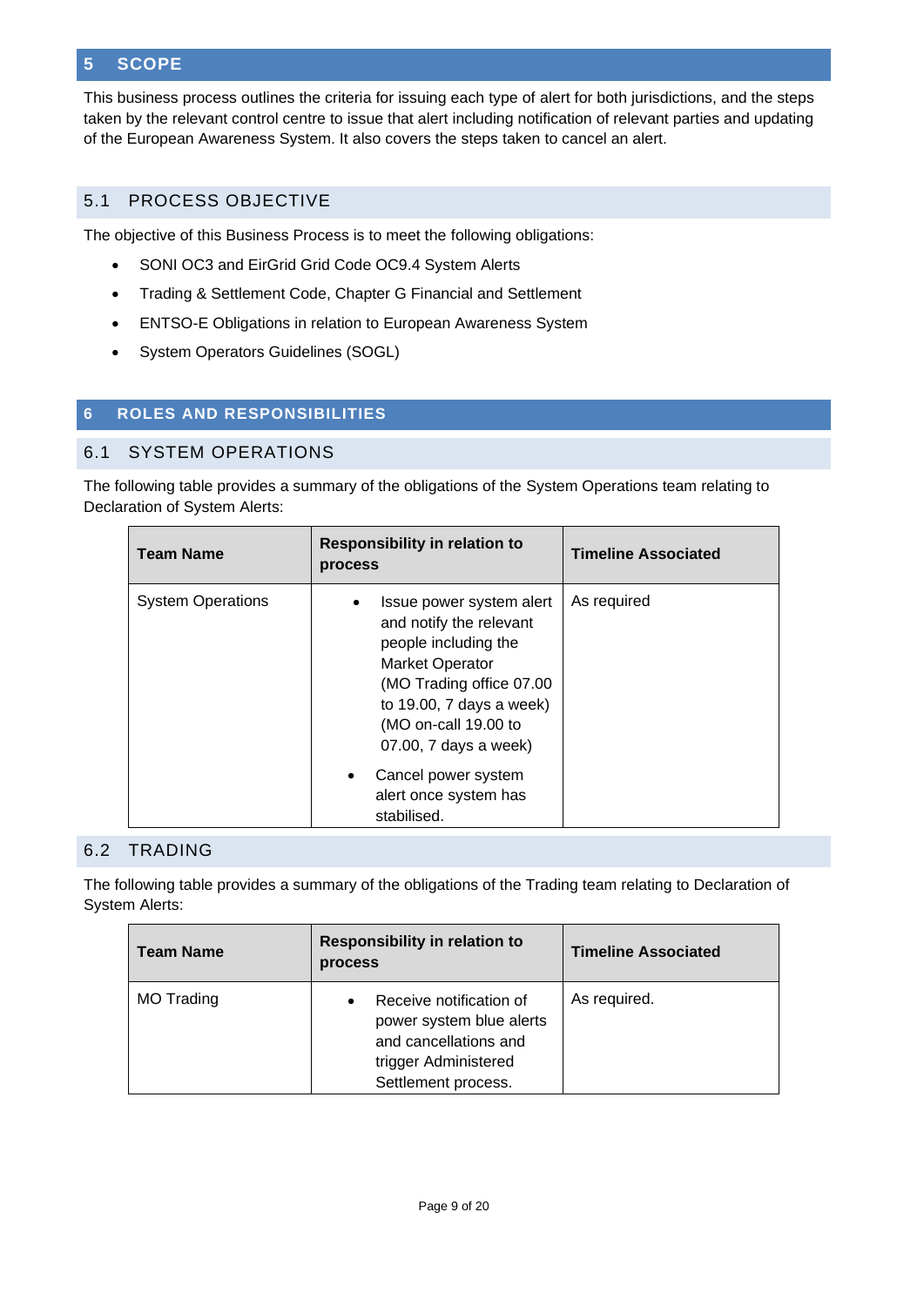# 5 SCOPE

This business process outlines the criteria for issuing each type of alert for both jurisdictions, and the steps taken by the relevant control centre to issue that alert including notification of relevant parties and updating of the European Awareness System. It also covers the steps taken to cancel an alert.

## 5.1 PROCESS OBJECTIVE

The objective of this Business Process is to meet the following obligations:

- SONI OC3 and EirGrid Grid Code OC9.4 System Alerts
- Trading & Settlement Code, Chapter G Financial and Settlement
- ENTSO-E Obligations in relation to European Awareness System
- System Operators Guidelines (SOGL)

# 6 ROLES AND RESPONSIBILITIES

## 6.1 SYSTEM OPERATIONS

The following table provides a summary of the obligations of the System Operations team relating to Declaration of System Alerts:

| Team Name | Responsibility in relation to process | Timeline Associated |
|---|---|---|
| System Operations | • Issue power system alert and notify the relevant people including the Market Operator (MO Trading office 07.00 to 19.00, 7 days a week) (MO on-call 19.00 to 07.00, 7 days a week)<br>• Cancel power system alert once system has stabilised. | As required |

## 6.2 TRADING

The following table provides a summary of the obligations of the Trading team relating to Declaration of System Alerts:

| Team Name | Responsibility in relation to process | Timeline Associated |
|---|---|---|
| MO Trading | • Receive notification of power system blue alerts and cancellations and trigger Administered Settlement process. | As required. |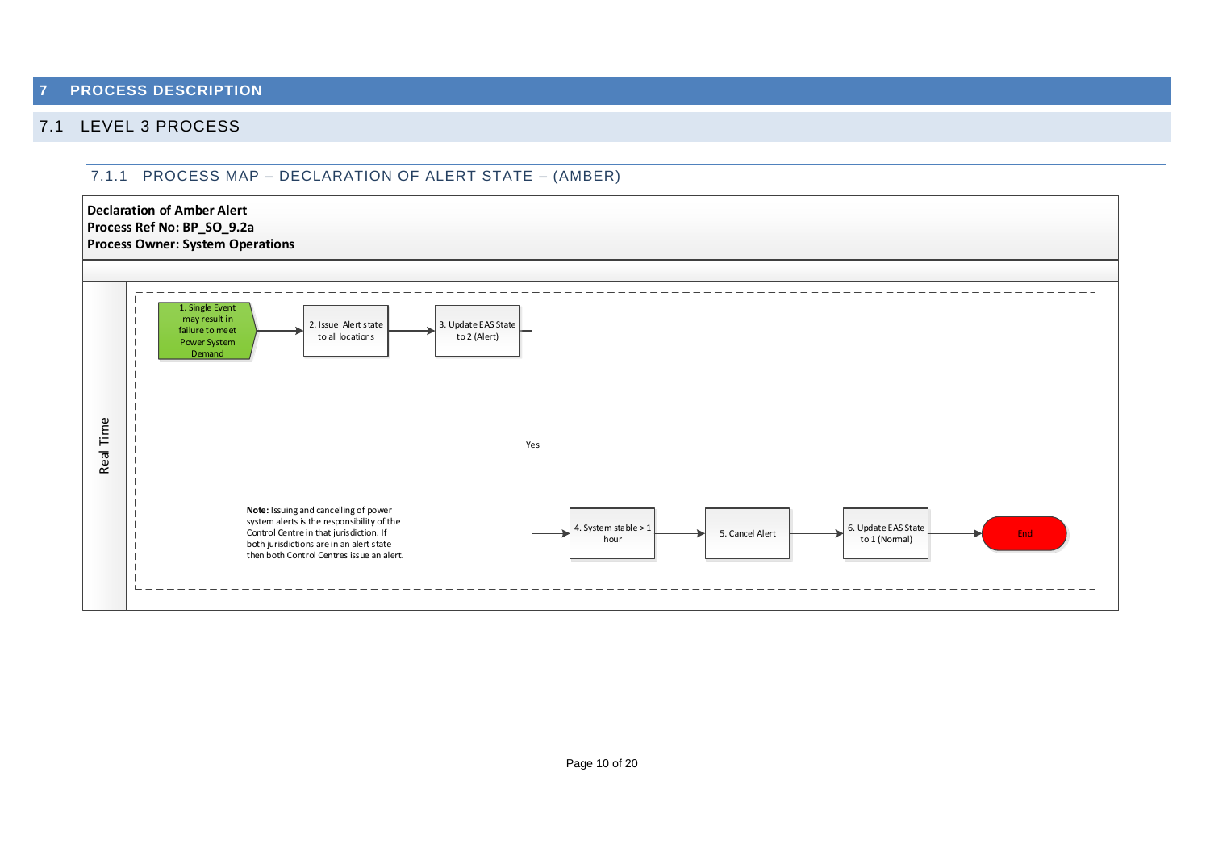# 7 PROCESS DESCRIPTION

## 7.1 LEVEL 3 PROCESS

### 7.1.1 PROCESS MAP – DECLARATION OF ALERT STATE – (AMBER)

**Declaration of Amber Alert**
**Process Ref No: BP_SO_9.2a**
**Process Owner: System Operations**

Real Time

1. Single Event may result in failure to meet Power System Demand → 2. Issue Alert state to all locations → 3. Update EAS State to 2 (Alert) → Yes → 4. System stable > 1 hour → 5. Cancel Alert → 6. Update EAS State to 1 (Normal) → End

**Note:** Issuing and cancelling of power system alerts is the responsibility of the Control Centre in that jurisdiction. If both jurisdictions are in an alert state then both Control Centres issue an alert.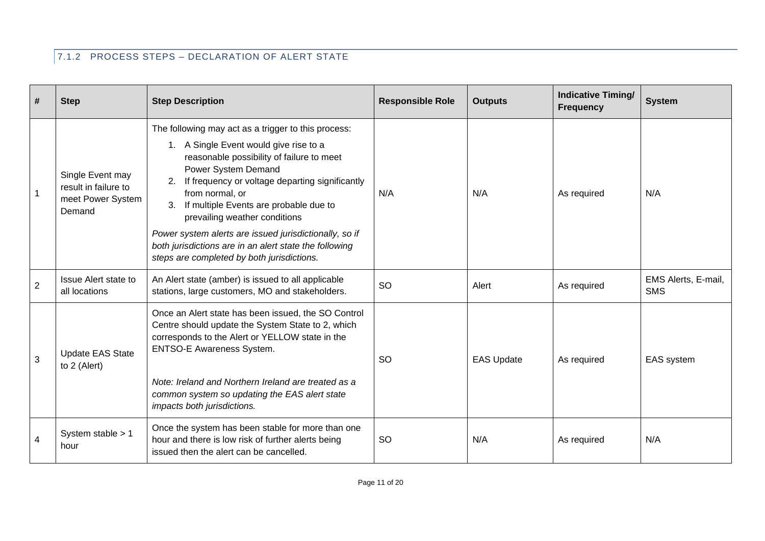### 7.1.2 PROCESS STEPS – DECLARATION OF ALERT STATE

| # | Step | Step Description | Responsible Role | Outputs | Indicative Timing/ Frequency | System |
|---|---|---|---|---|---|---|
| 1 | Single Event may result in failure to meet Power System Demand | The following may act as a trigger to this process:<br>1. A Single Event would give rise to a reasonable possibility of failure to meet Power System Demand<br>2. If frequency or voltage departing significantly from normal, or<br>3. If multiple Events are probable due to prevailing weather conditions<br>*Power system alerts are issued jurisdictionally, so if both jurisdictions are in an alert state the following steps are completed by both jurisdictions.* | N/A | N/A | As required | N/A |
| 2 | Issue Alert state to all locations | An Alert state (amber) is issued to all applicable stations, large customers, MO and stakeholders. | SO | Alert | As required | EMS Alerts, E-mail, SMS |
| 3 | Update EAS State to 2 (Alert) | Once an Alert state has been issued, the SO Control Centre should update the System State to 2, which corresponds to the Alert or YELLOW state in the ENTSO-E Awareness System.<br>*Note: Ireland and Northern Ireland are treated as a common system so updating the EAS alert state impacts both jurisdictions.* | SO | EAS Update | As required | EAS system |
| 4 | System stable > 1 hour | Once the system has been stable for more than one hour and there is low risk of further alerts being issued then the alert can be cancelled. | SO | N/A | As required | N/A |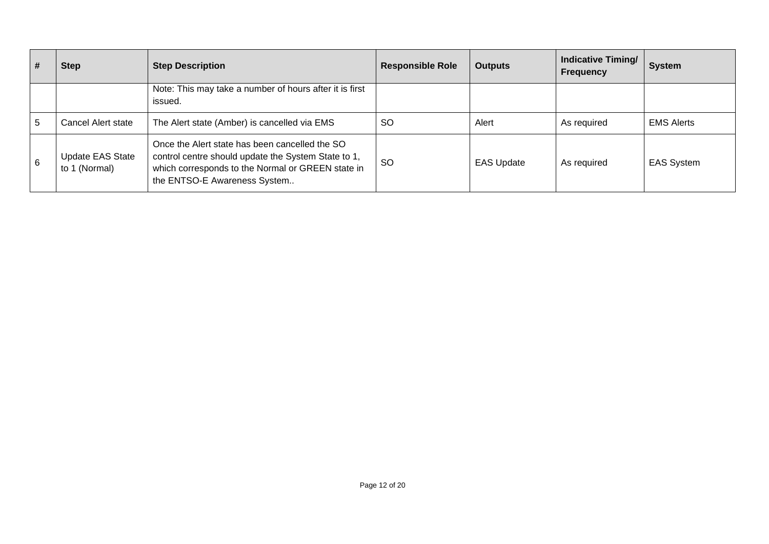| # | Step | Step Description | Responsible Role | Outputs | Indicative Timing/ Frequency | System |
|---|---|---|---|---|---|---|
| | | Note: This may take a number of hours after it is first issued. | | | | |
| 5 | Cancel Alert state | The Alert state (Amber) is cancelled via EMS | SO | Alert | As required | EMS Alerts |
| 6 | Update EAS State to 1 (Normal) | Once the Alert state has been cancelled the SO control centre should update the System State to 1, which corresponds to the Normal or GREEN state in the ENTSO-E Awareness System.. | SO | EAS Update | As required | EAS System |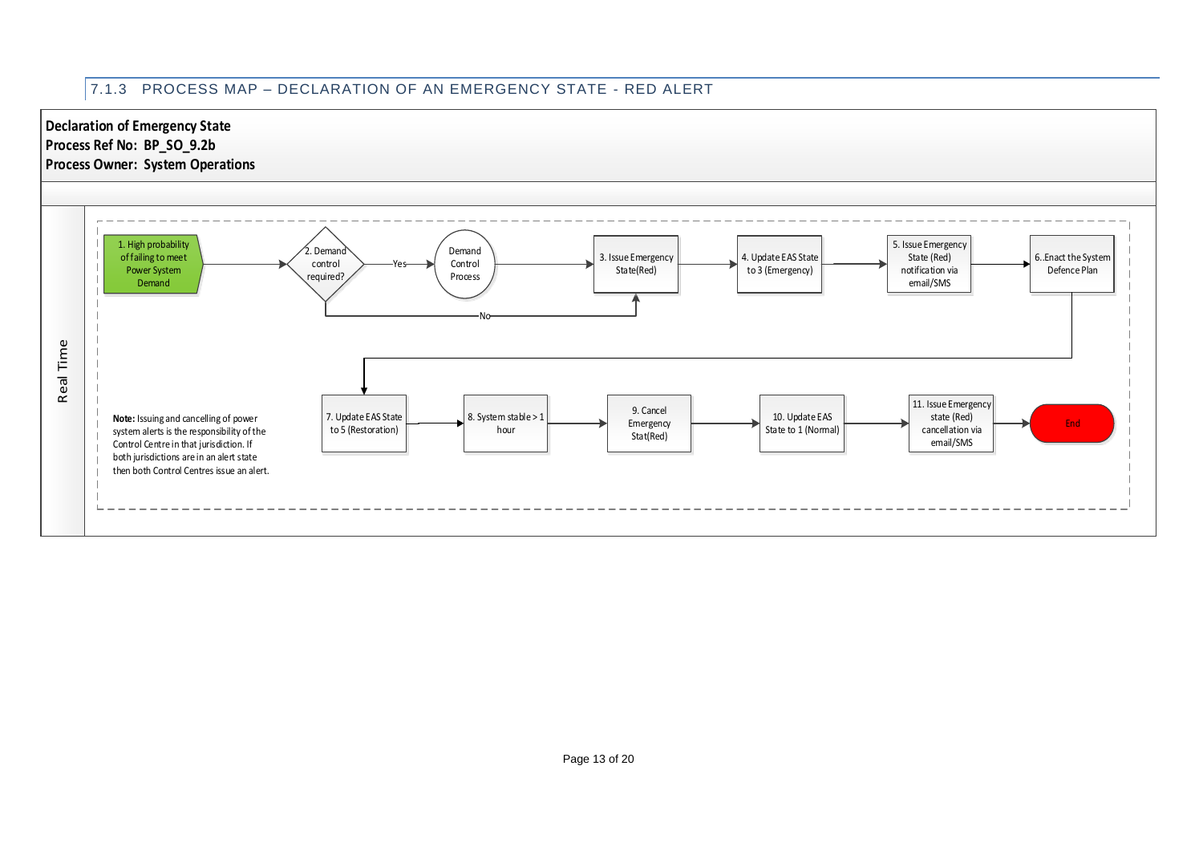### 7.1.3 PROCESS MAP – DECLARATION OF AN EMERGENCY STATE - RED ALERT

**Declaration of Emergency State**
**Process Ref No: BP_SO_9.2b**
**Process Owner: System Operations**

Real Time

1. High probability of failing to meet Power System Demand
2. Demand control required?
   - Yes → Demand Control Process → 3
   - No → 3
3. Issue Emergency State(Red)
4. Update EAS State to 3 (Emergency)
5. Issue Emergency State (Red) notification via email/SMS
6. .Enact the System Defence Plan
7. Update EAS State to 5 (Restoration)
8. System stable > 1 hour
9. Cancel Emergency Stat(Red)
10. Update EAS State to 1 (Normal)
11. Issue Emergency state (Red) cancellation via email/SMS

End

**Note:** Issuing and cancelling of power system alerts is the responsibility of the Control Centre in that jurisdiction. If both jurisdictions are in an alert state then both Control Centres issue an alert.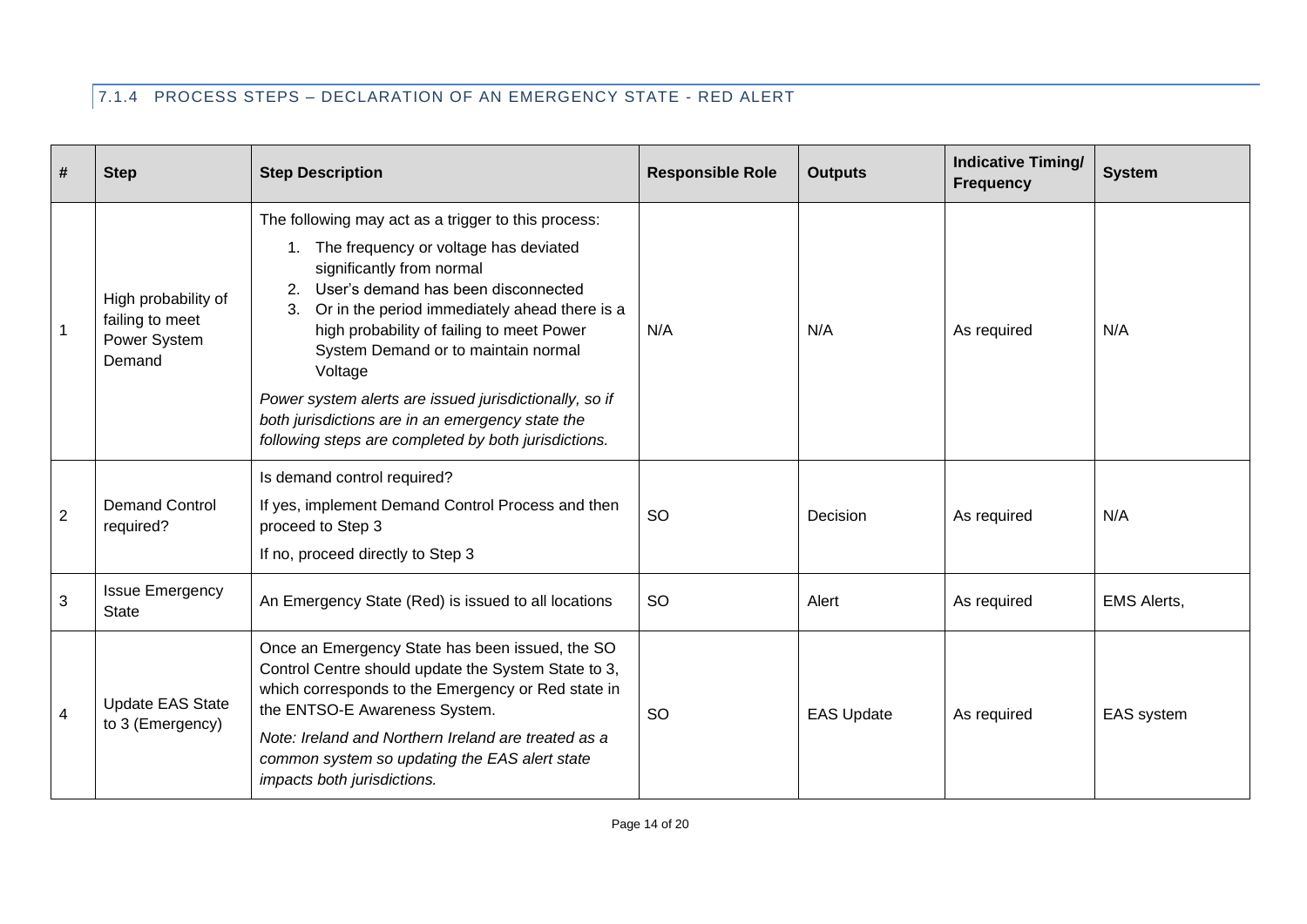### 7.1.4 PROCESS STEPS – DECLARATION OF AN EMERGENCY STATE - RED ALERT

| # | Step | Step Description | Responsible Role | Outputs | Indicative Timing/ Frequency | System |
|---|---|---|---|---|---|---|
| 1 | High probability of failing to meet Power System Demand | The following may act as a trigger to this process:<br>1. The frequency or voltage has deviated significantly from normal<br>2. User's demand has been disconnected<br>3. Or in the period immediately ahead there is a high probability of failing to meet Power System Demand or to maintain normal Voltage<br>*Power system alerts are issued jurisdictionally, so if both jurisdictions are in an emergency state the following steps are completed by both jurisdictions.* | N/A | N/A | As required | N/A |
| 2 | Demand Control required? | Is demand control required?<br>If yes, implement Demand Control Process and then proceed to Step 3<br>If no, proceed directly to Step 3 | SO | Decision | As required | N/A |
| 3 | Issue Emergency State | An Emergency State (Red) is issued to all locations | SO | Alert | As required | EMS Alerts, |
| 4 | Update EAS State to 3 (Emergency) | Once an Emergency State has been issued, the SO Control Centre should update the System State to 3, which corresponds to the Emergency or Red state in the ENTSO-E Awareness System.<br>*Note: Ireland and Northern Ireland are treated as a common system so updating the EAS alert state impacts both jurisdictions.* | SO | EAS Update | As required | EAS system |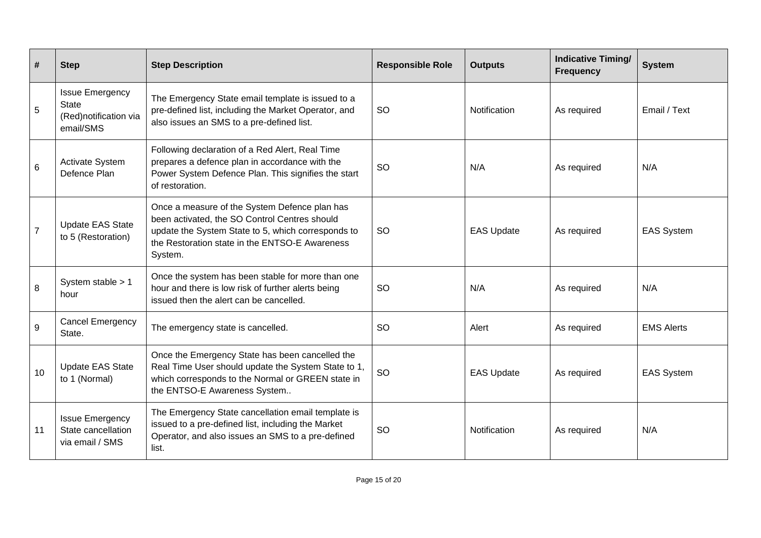| # | Step | Step Description | Responsible Role | Outputs | Indicative Timing/ Frequency | System |
|---|---|---|---|---|---|---|
| 5 | Issue Emergency State (Red)notification via email/SMS | The Emergency State email template is issued to a pre-defined list, including the Market Operator, and also issues an SMS to a pre-defined list. | SO | Notification | As required | Email / Text |
| 6 | Activate System Defence Plan | Following declaration of a Red Alert, Real Time prepares a defence plan in accordance with the Power System Defence Plan. This signifies the start of restoration. | SO | N/A | As required | N/A |
| 7 | Update EAS State to 5 (Restoration) | Once a measure of the System Defence plan has been activated, the SO Control Centres should update the System State to 5, which corresponds to the Restoration state in the ENTSO-E Awareness System. | SO | EAS Update | As required | EAS System |
| 8 | System stable > 1 hour | Once the system has been stable for more than one hour and there is low risk of further alerts being issued then the alert can be cancelled. | SO | N/A | As required | N/A |
| 9 | Cancel Emergency State. | The emergency state is cancelled. | SO | Alert | As required | EMS Alerts |
| 10 | Update EAS State to 1 (Normal) | Once the Emergency State has been cancelled the Real Time User should update the System State to 1, which corresponds to the Normal or GREEN state in the ENTSO-E Awareness System.. | SO | EAS Update | As required | EAS System |
| 11 | Issue Emergency State cancellation via email / SMS | The Emergency State cancellation email template is issued to a pre-defined list, including the Market Operator, and also issues an SMS to a pre-defined list. | SO | Notification | As required | N/A |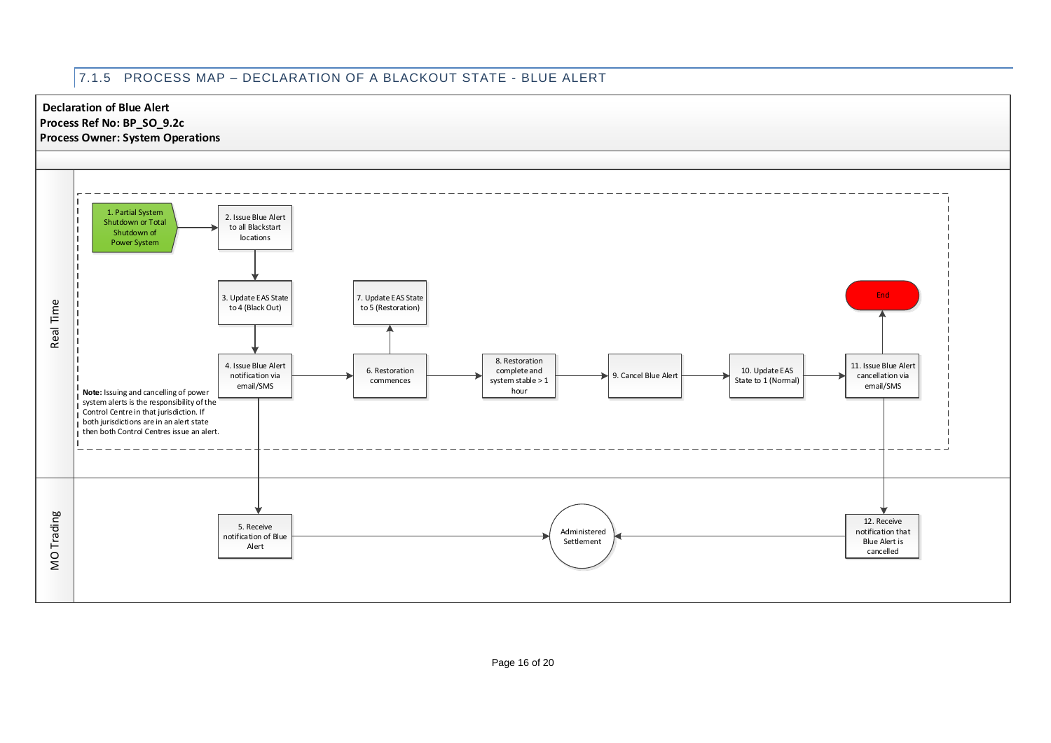### 7.1.5 PROCESS MAP – DECLARATION OF A BLACKOUT STATE - BLUE ALERT

**Declaration of Blue Alert**
**Process Ref No: BP_SO_9.2c**
**Process Owner: System Operations**

**Real Time**

1. Partial System Shutdown or Total Shutdown of Power System
2. Issue Blue Alert to all Blackstart locations
3. Update EAS State to 4 (Black Out)
4. Issue Blue Alert notification via email/SMS
6. Restoration commences
7. Update EAS State to 5 (Restoration)
8. Restoration complete and system stable > 1 hour
9. Cancel Blue Alert
10. Update EAS State to 1 (Normal)
11. Issue Blue Alert cancellation via email/SMS

End

**Note:** Issuing and cancelling of power system alerts is the responsibility of the Control Centre in that jurisdiction. If both jurisdictions are in an alert state then both Control Centres issue an alert.

**MO Trading**

5. Receive notification of Blue Alert
12. Receive notification that Blue Alert is cancelled

Administered Settlement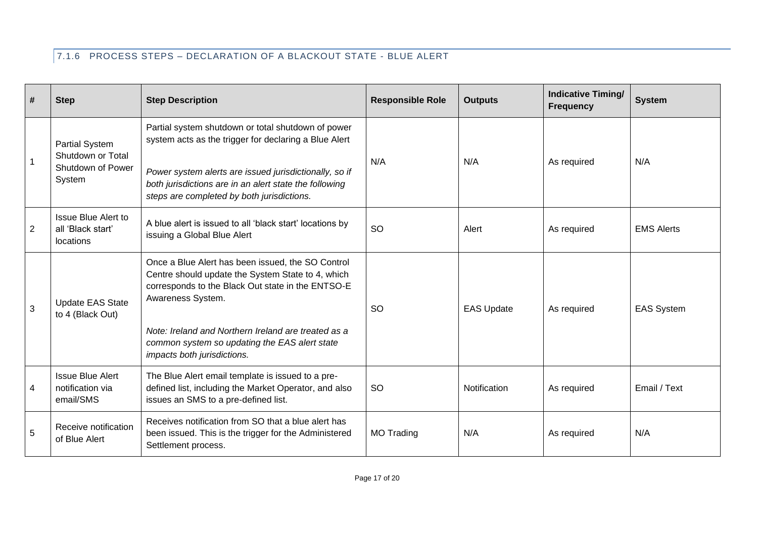### 7.1.6 PROCESS STEPS – DECLARATION OF A BLACKOUT STATE - BLUE ALERT

| # | Step | Step Description | Responsible Role | Outputs | Indicative Timing/ Frequency | System |
|---|---|---|---|---|---|---|
| 1 | Partial System Shutdown or Total Shutdown of Power System | Partial system shutdown or total shutdown of power system acts as the trigger for declaring a Blue Alert<br><br>*Power system alerts are issued jurisdictionally, so if both jurisdictions are in an alert state the following steps are completed by both jurisdictions.* | N/A | N/A | As required | N/A |
| 2 | Issue Blue Alert to all 'Black start' locations | A blue alert is issued to all 'black start' locations by issuing a Global Blue Alert | SO | Alert | As required | EMS Alerts |
| 3 | Update EAS State to 4 (Black Out) | Once a Blue Alert has been issued, the SO Control Centre should update the System State to 4, which corresponds to the Black Out state in the ENTSO-E Awareness System.<br><br>*Note: Ireland and Northern Ireland are treated as a common system so updating the EAS alert state impacts both jurisdictions.* | SO | EAS Update | As required | EAS System |
| 4 | Issue Blue Alert notification via email/SMS | The Blue Alert email template is issued to a pre-defined list, including the Market Operator, and also issues an SMS to a pre-defined list. | SO | Notification | As required | Email / Text |
| 5 | Receive notification of Blue Alert | Receives notification from SO that a blue alert has been issued. This is the trigger for the Administered Settlement process. | MO Trading | N/A | As required | N/A |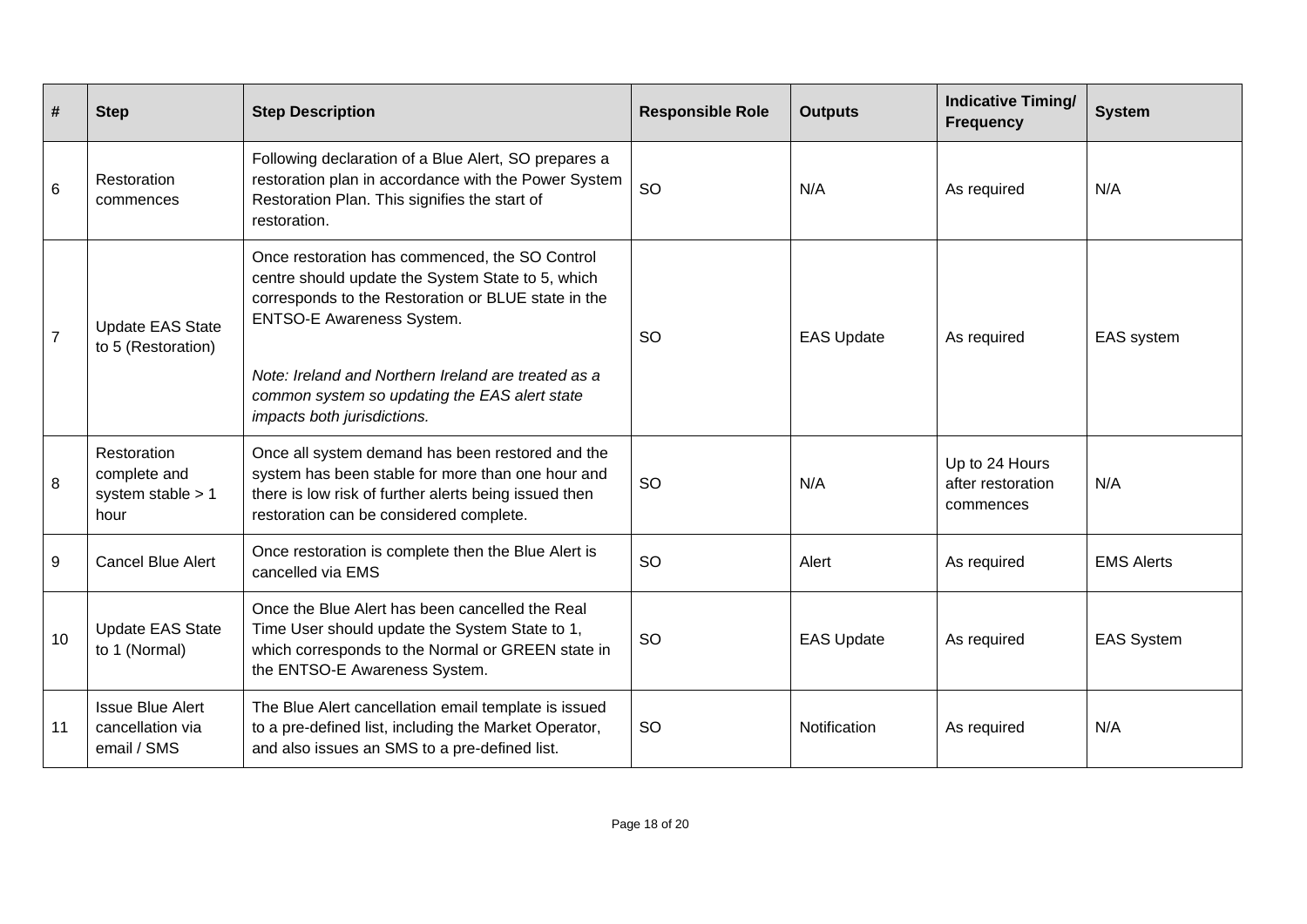| # | Step | Step Description | Responsible Role | Outputs | Indicative Timing/ Frequency | System |
|---|---|---|---|---|---|---|
| 6 | Restoration commences | Following declaration of a Blue Alert, SO prepares a restoration plan in accordance with the Power System Restoration Plan. This signifies the start of restoration. | SO | N/A | As required | N/A |
| 7 | Update EAS State to 5 (Restoration) | Once restoration has commenced, the SO Control centre should update the System State to 5, which corresponds to the Restoration or BLUE state in the ENTSO-E Awareness System.<br><br>*Note: Ireland and Northern Ireland are treated as a common system so updating the EAS alert state impacts both jurisdictions.* | SO | EAS Update | As required | EAS system |
| 8 | Restoration complete and system stable > 1 hour | Once all system demand has been restored and the system has been stable for more than one hour and there is low risk of further alerts being issued then restoration can be considered complete. | SO | N/A | Up to 24 Hours after restoration commences | N/A |
| 9 | Cancel Blue Alert | Once restoration is complete then the Blue Alert is cancelled via EMS | SO | Alert | As required | EMS Alerts |
| 10 | Update EAS State to 1 (Normal) | Once the Blue Alert has been cancelled the Real Time User should update the System State to 1, which corresponds to the Normal or GREEN state in the ENTSO-E Awareness System. | SO | EAS Update | As required | EAS System |
| 11 | Issue Blue Alert cancellation via email / SMS | The Blue Alert cancellation email template is issued to a pre-defined list, including the Market Operator, and also issues an SMS to a pre-defined list. | SO | Notification | As required | N/A |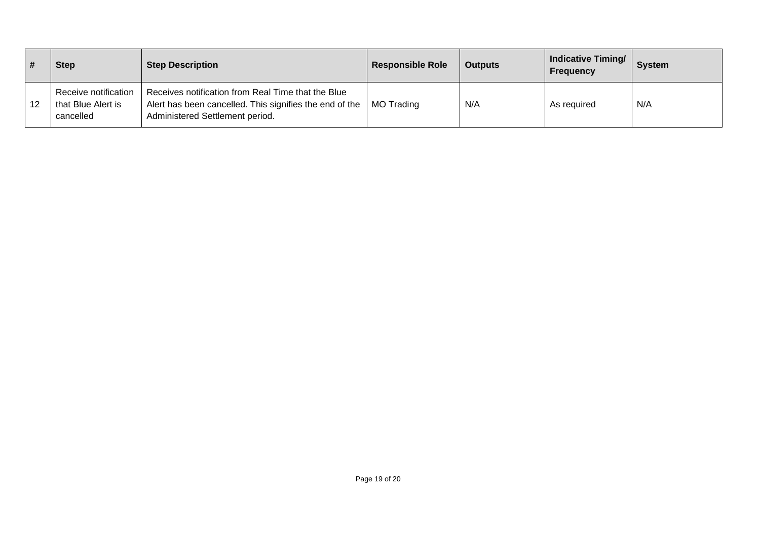| # | Step | Step Description | Responsible Role | Outputs | Indicative Timing/ Frequency | System |
|---|---|---|---|---|---|---|
| 12 | Receive notification that Blue Alert is cancelled | Receives notification from Real Time that the Blue Alert has been cancelled. This signifies the end of the Administered Settlement period. | MO Trading | N/A | As required | N/A |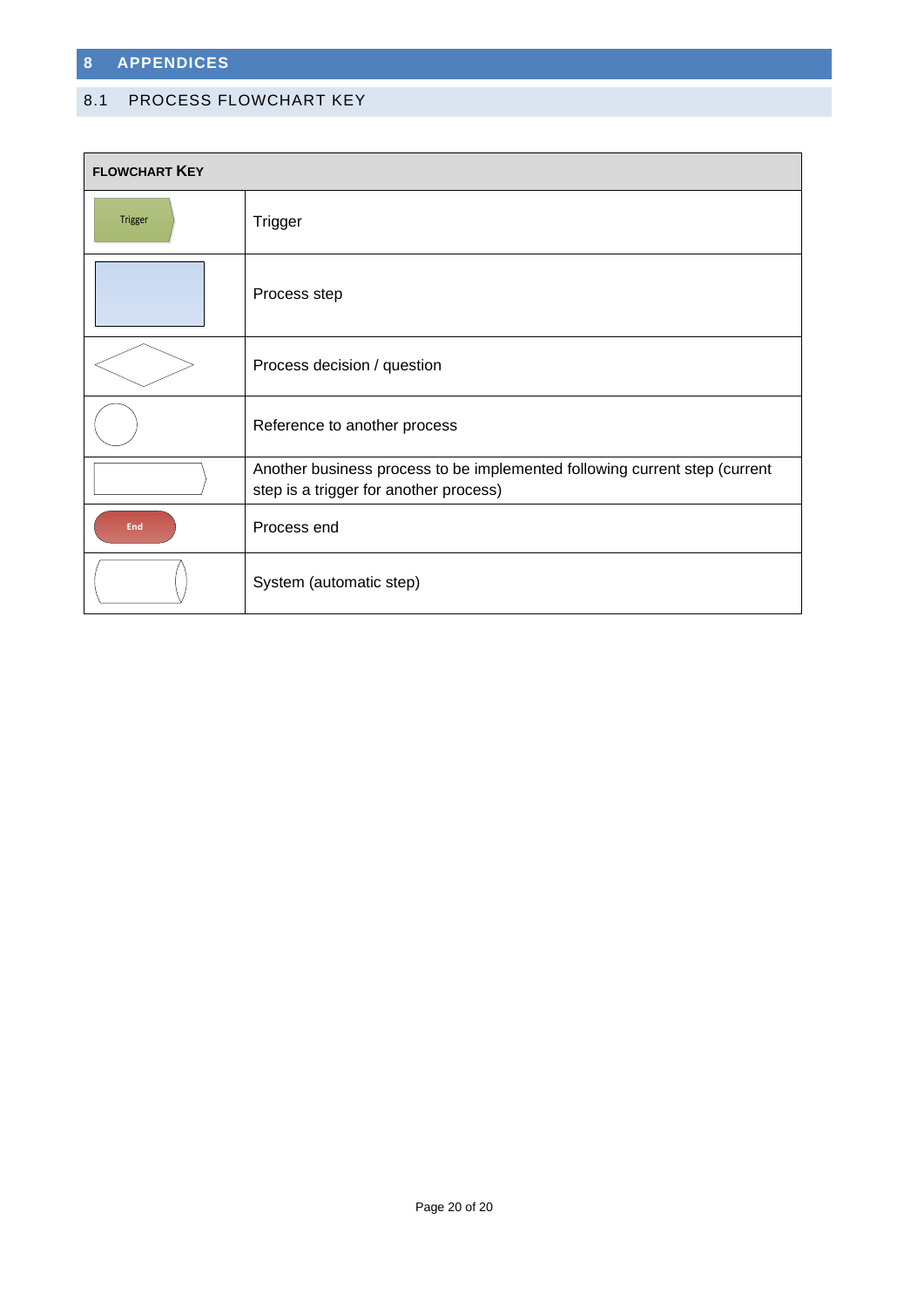# 8 APPENDICES

## 8.1 PROCESS FLOWCHART KEY

| FLOWCHART KEY | |
|---|---|
| Trigger | Trigger |
| | Process step |
| | Process decision / question |
| | Reference to another process |
| | Another business process to be implemented following current step (current step is a trigger for another process) |
| End | Process end |
| | System (automatic step) |